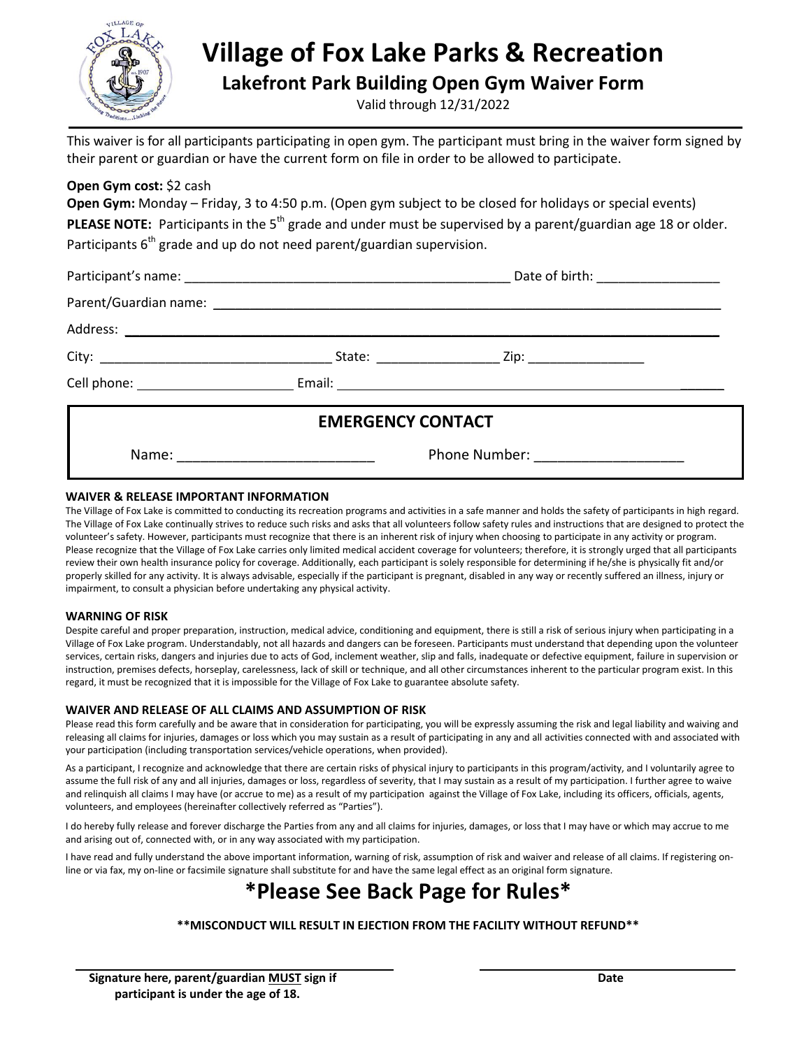# Village of Fox Lake Parks & Recreation

## Lakefront Park Building Open Gym Waiver Form

Valid through 12/31/2022

This waiver is for all participants participating in open gym. The participant must bring in the waiver form signed by their parent or guardian or have the current form on file in order to be allowed to participate.

**Open Gym cost:** $2 cash

**Open Gym:** Monday – Friday, 3 to 4:50 p.m. (Open gym subject to be closed for holidays or special events)

**PLEASE NOTE:** Participants in the 5th grade and under must be supervised by a parent/guardian age 18 or older. Participants 6th grade and up do not need parent/guardian supervision.

Participant's name: ____________________________________________ Date of birth: ________________

Parent/Guardian name: ______________________________________________________________________

Address: _______________________________________________________________________________

City: ________________________________ State: ________________ Zip: ________________

Cell phone: _____________________ Email: ___________________________________________________

**EMERGENCY CONTACT**

Name: _________________________ Phone Number: ___________________

**WAIVER & RELEASE IMPORTANT INFORMATION**

The Village of Fox Lake is committed to conducting its recreation programs and activities in a safe manner and holds the safety of participants in high regard. The Village of Fox Lake continually strives to reduce such risks and asks that all volunteers follow safety rules and instructions that are designed to protect the volunteer's safety. However, participants must recognize that there is an inherent risk of injury when choosing to participate in any activity or program. Please recognize that the Village of Fox Lake carries only limited medical accident coverage for volunteers; therefore, it is strongly urged that all participants review their own health insurance policy for coverage. Additionally, each participant is solely responsible for determining if he/she is physically fit and/or properly skilled for any activity. It is always advisable, especially if the participant is pregnant, disabled in any way or recently suffered an illness, injury or impairment, to consult a physician before undertaking any physical activity.

**WARNING OF RISK**

Despite careful and proper preparation, instruction, medical advice, conditioning and equipment, there is still a risk of serious injury when participating in a Village of Fox Lake program. Understandably, not all hazards and dangers can be foreseen. Participants must understand that depending upon the volunteer services, certain risks, dangers and injuries due to acts of God, inclement weather, slip and falls, inadequate or defective equipment, failure in supervision or instruction, premises defects, horseplay, carelessness, lack of skill or technique, and all other circumstances inherent to the particular program exist. In this regard, it must be recognized that it is impossible for the Village of Fox Lake to guarantee absolute safety.

**WAIVER AND RELEASE OF ALL CLAIMS AND ASSUMPTION OF RISK**

Please read this form carefully and be aware that in consideration for participating, you will be expressly assuming the risk and legal liability and waiving and releasing all claims for injuries, damages or loss which you may sustain as a result of participating in any and all activities connected with and associated with your participation (including transportation services/vehicle operations, when provided).

As a participant, I recognize and acknowledge that there are certain risks of physical injury to participants in this program/activity, and I voluntarily agree to assume the full risk of any and all injuries, damages or loss, regardless of severity, that I may sustain as a result of my participation. I further agree to waive and relinquish all claims I may have (or accrue to me) as a result of my participation against the Village of Fox Lake, including its officers, officials, agents, volunteers, and employees (hereinafter collectively referred as "Parties").

I do hereby fully release and forever discharge the Parties from any and all claims for injuries, damages, or loss that I may have or which may accrue to me and arising out of, connected with, or in any way associated with my participation.

I have read and fully understand the above important information, warning of risk, assumption of risk and waiver and release of all claims. If registering on-line or via fax, my on-line or facsimile signature shall substitute for and have the same legal effect as an original form signature.

# *Please See Back Page for Rules*

**\*\*MISCONDUCT WILL RESULT IN EJECTION FROM THE FACILITY WITHOUT REFUND\*\***

______________________________ ______________________________

**Signature here, parent/guardian MUST sign if participant is under the age of 18.** **Date**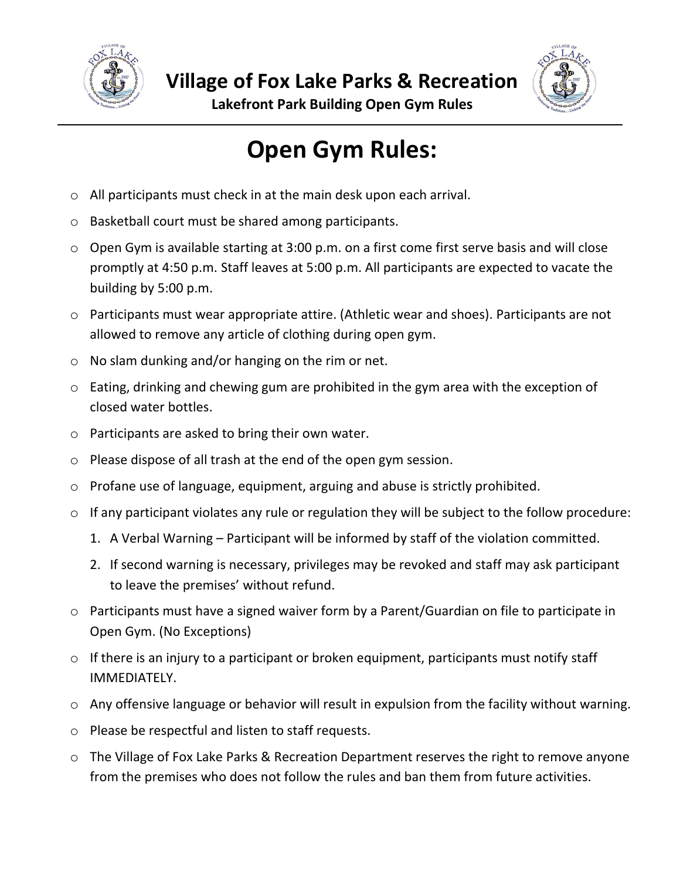# Village of Fox Lake Parks & Recreation

**Lakefront Park Building Open Gym Rules**

## Open Gym Rules:

- All participants must check in at the main desk upon each arrival.
- Basketball court must be shared among participants.
- Open Gym is available starting at 3:00 p.m. on a first come first serve basis and will close promptly at 4:50 p.m. Staff leaves at 5:00 p.m. All participants are expected to vacate the building by 5:00 p.m.
- Participants must wear appropriate attire. (Athletic wear and shoes). Participants are not allowed to remove any article of clothing during open gym.
- No slam dunking and/or hanging on the rim or net.
- Eating, drinking and chewing gum are prohibited in the gym area with the exception of closed water bottles.
- Participants are asked to bring their own water.
- Please dispose of all trash at the end of the open gym session.
- Profane use of language, equipment, arguing and abuse is strictly prohibited.
- If any participant violates any rule or regulation they will be subject to the follow procedure:
  1. A Verbal Warning – Participant will be informed by staff of the violation committed.
  2. If second warning is necessary, privileges may be revoked and staff may ask participant to leave the premises' without refund.
- Participants must have a signed waiver form by a Parent/Guardian on file to participate in Open Gym. (No Exceptions)
- If there is an injury to a participant or broken equipment, participants must notify staff IMMEDIATELY.
- Any offensive language or behavior will result in expulsion from the facility without warning.
- Please be respectful and listen to staff requests.
- The Village of Fox Lake Parks & Recreation Department reserves the right to remove anyone from the premises who does not follow the rules and ban them from future activities.